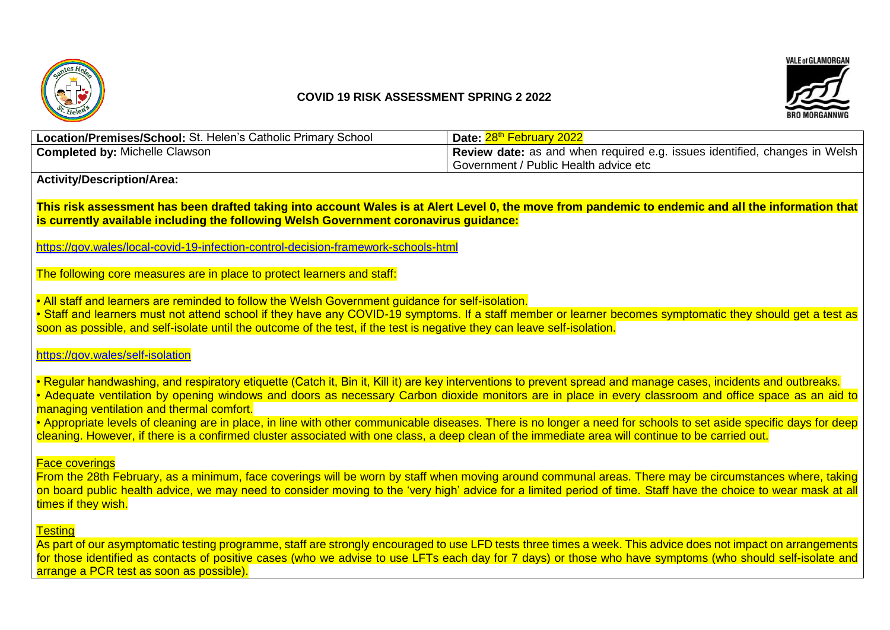# COVID 19 RISK ASSESSMENT SPRING 2 2022

| **Location/Premises/School:** St. Helen's Catholic Primary School | **Date:** 28th February 2022 |
|---|---|
| **Completed by:** Michelle Clawson | **Review date:** as and when required e.g. issues identified, changes in Welsh Government / Public Health advice etc |

**Activity/Description/Area:**

**This risk assessment has been drafted taking into account Wales is at Alert Level 0, the move from pandemic to endemic and all the information that is currently available including the following Welsh Government coronavirus guidance:**

https://gov.wales/local-covid-19-infection-control-decision-framework-schools-html

The following core measures are in place to protect learners and staff:

- All staff and learners are reminded to follow the Welsh Government guidance for self-isolation.
- Staff and learners must not attend school if they have any COVID-19 symptoms. If a staff member or learner becomes symptomatic they should get a test as soon as possible, and self-isolate until the outcome of the test, if the test is negative they can leave self-isolation.

https://gov.wales/self-isolation

- Regular handwashing, and respiratory etiquette (Catch it, Bin it, Kill it) are key interventions to prevent spread and manage cases, incidents and outbreaks.
- Adequate ventilation by opening windows and doors as necessary Carbon dioxide monitors are in place in every classroom and office space as an aid to managing ventilation and thermal comfort.
- Appropriate levels of cleaning are in place, in line with other communicable diseases. There is no longer a need for schools to set aside specific days for deep cleaning. However, if there is a confirmed cluster associated with one class, a deep clean of the immediate area will continue to be carried out.

Face coverings

From the 28th February, as a minimum, face coverings will be worn by staff when moving around communal areas. There may be circumstances where, taking on board public health advice, we may need to consider moving to the 'very high' advice for a limited period of time. Staff have the choice to wear mask at all times if they wish.

Testing

As part of our asymptomatic testing programme, staff are strongly encouraged to use LFD tests three times a week. This advice does not impact on arrangements for those identified as contacts of positive cases (who we advise to use LFTs each day for 7 days) or those who have symptoms (who should self-isolate and arrange a PCR test as soon as possible).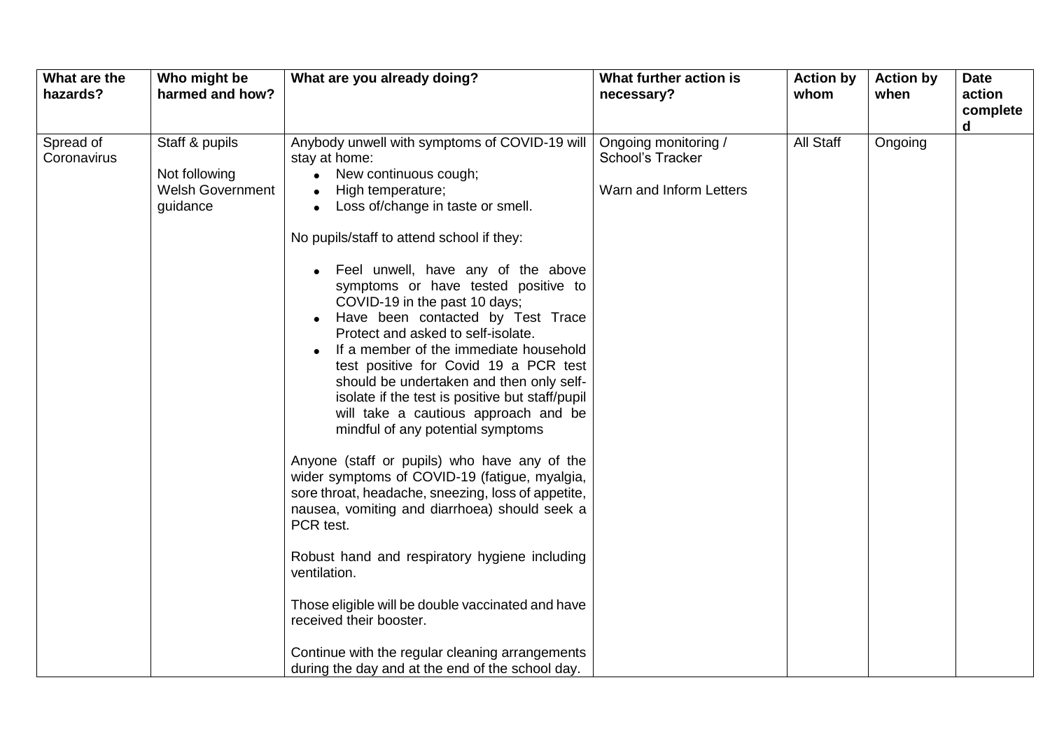| What are the hazards? | Who might be harmed and how? | What are you already doing? | What further action is necessary? | Action by whom | Action by when | Date action completed |
|---|---|---|---|---|---|---|
| Spread of Coronavirus | Staff & pupils<br><br>Not following Welsh Government guidance | Anybody unwell with symptoms of COVID-19 will stay at home:<br>• New continuous cough;<br>• High temperature;<br>• Loss of/change in taste or smell.<br><br>No pupils/staff to attend school if they:<br><br>• Feel unwell, have any of the above symptoms or have tested positive to COVID-19 in the past 10 days;<br>• Have been contacted by Test Trace Protect and asked to self-isolate.<br>• If a member of the immediate household test positive for Covid 19 a PCR test should be undertaken and then only self-isolate if the test is positive but staff/pupil will take a cautious approach and be mindful of any potential symptoms<br><br>Anyone (staff or pupils) who have any of the wider symptoms of COVID-19 (fatigue, myalgia, sore throat, headache, sneezing, loss of appetite, nausea, vomiting and diarrhoea) should seek a PCR test.<br><br>Robust hand and respiratory hygiene including ventilation.<br><br>Those eligible will be double vaccinated and have received their booster.<br><br>Continue with the regular cleaning arrangements during the day and at the end of the school day. | Ongoing monitoring / School's Tracker<br><br>Warn and Inform Letters | All Staff | Ongoing | |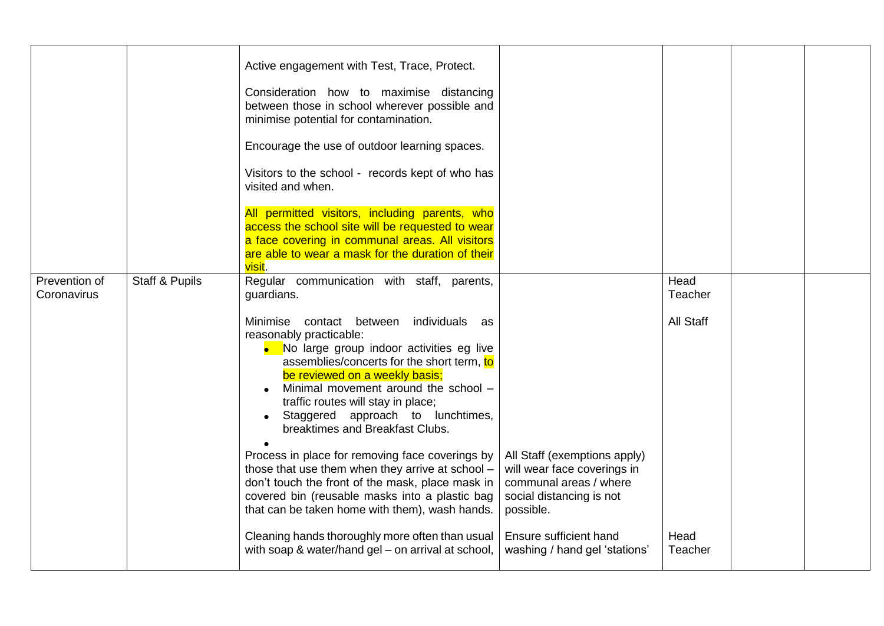| | | | | | | |
|---|---|---|---|---|---|---|
| | | Active engagement with Test, Trace, Protect.<br><br>Consideration how to maximise distancing between those in school wherever possible and minimise potential for contamination.<br><br>Encourage the use of outdoor learning spaces.<br><br>Visitors to the school - records kept of who has visited and when.<br><br>All permitted visitors, including parents, who access the school site will be requested to wear a face covering in communal areas. All visitors are able to wear a mask for the duration of their visit. | | | | |
| Prevention of Coronavirus | Staff & Pupils | Regular communication with staff, parents, guardians.<br><br>Minimise contact between individuals as reasonably practicable:<br>• No large group indoor activities eg live assemblies/concerts for the short term, to be reviewed on a weekly basis;<br>• Minimal movement around the school – traffic routes will stay in place;<br>• Staggered approach to lunchtimes, breaktimes and Breakfast Clubs.<br>•<br>Process in place for removing face coverings by those that use them when they arrive at school – don't touch the front of the mask, place mask in covered bin (reusable masks into a plastic bag that can be taken home with them), wash hands.<br><br>Cleaning hands thoroughly more often than usual with soap & water/hand gel – on arrival at school, | All Staff (exemptions apply) will wear face coverings in communal areas / where social distancing is not possible.<br><br>Ensure sufficient hand washing / hand gel 'stations' | Head Teacher<br><br>All Staff<br><br>Head Teacher | | |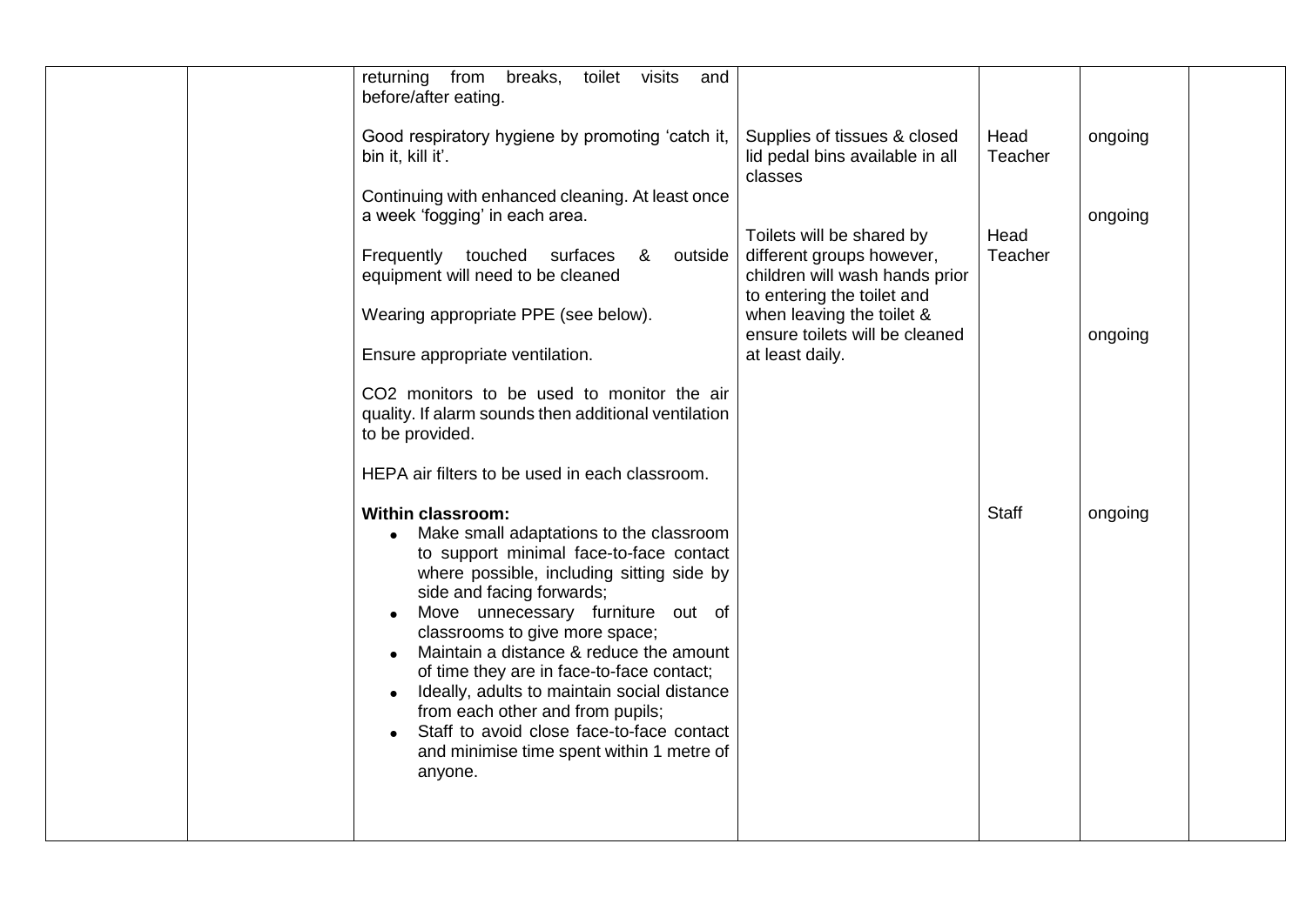| | | | | | | |
|---|---|---|---|---|---|---|
| | | returning from breaks, toilet visits and before/after eating.<br><br>Good respiratory hygiene by promoting 'catch it, bin it, kill it'.<br><br>Continuing with enhanced cleaning. At least once a week 'fogging' in each area.<br><br>Frequently touched surfaces & outside equipment will need to be cleaned<br><br>Wearing appropriate PPE (see below).<br><br>Ensure appropriate ventilation.<br><br>$CO_2$ monitors to be used to monitor the air quality. If alarm sounds then additional ventilation to be provided.<br><br>HEPA air filters to be used in each classroom.<br><br>**Within classroom:**<br>• Make small adaptations to the classroom to support minimal face-to-face contact where possible, including sitting side by side and facing forwards;<br>• Move unnecessary furniture out of classrooms to give more space;<br>• Maintain a distance & reduce the amount of time they are in face-to-face contact;<br>• Ideally, adults to maintain social distance from each other and from pupils;<br>• Staff to avoid close face-to-face contact and minimise time spent within 1 metre of anyone. | Supplies of tissues & closed lid pedal bins available in all classes<br><br>Toilets will be shared by different groups however, children will wash hands prior to entering the toilet and when leaving the toilet & ensure toilets will be cleaned at least daily. | Head Teacher<br><br>Head Teacher<br><br>Staff | ongoing<br><br>ongoing<br><br>ongoing<br><br>ongoing | |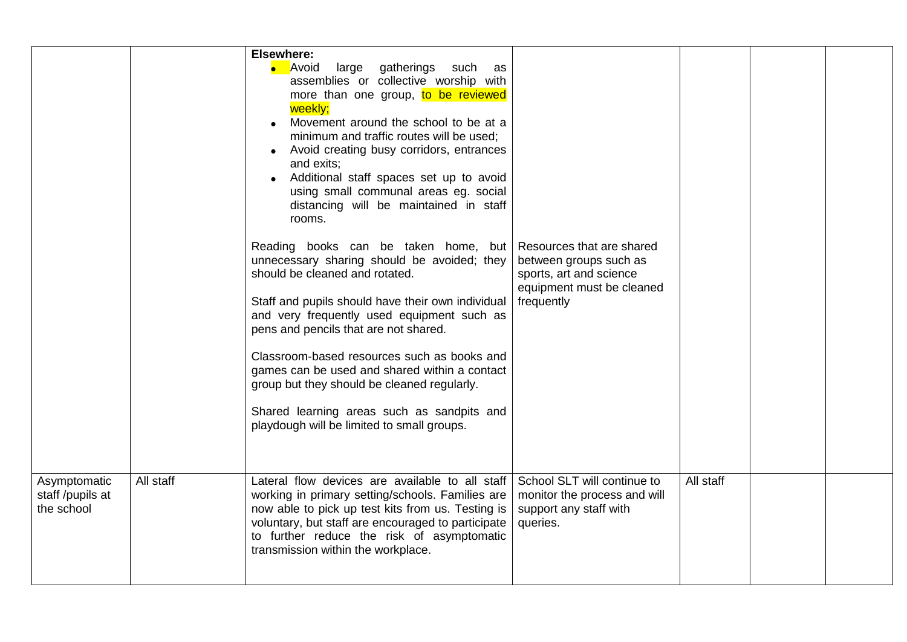| | | | | | | |
|---|---|---|---|---|---|---|
| | | **Elsewhere:**<br>• Avoid large gatherings such as assemblies or collective worship with more than one group, to be reviewed weekly;<br>• Movement around the school to be at a minimum and traffic routes will be used;<br>• Avoid creating busy corridors, entrances and exits;<br>• Additional staff spaces set up to avoid using small communal areas eg. social distancing will be maintained in staff rooms.<br><br>Reading books can be taken home, but unnecessary sharing should be avoided; they should be cleaned and rotated.<br><br>Staff and pupils should have their own individual and very frequently used equipment such as pens and pencils that are not shared.<br><br>Classroom-based resources such as books and games can be used and shared within a contact group but they should be cleaned regularly.<br><br>Shared learning areas such as sandpits and playdough will be limited to small groups. | Resources that are shared between groups such as sports, art and science equipment must be cleaned frequently | | | |
| Asymptomatic staff /pupils at the school | All staff | Lateral flow devices are available to all staff working in primary setting/schools. Families are now able to pick up test kits from us. Testing is voluntary, but staff are encouraged to participate to further reduce the risk of asymptomatic transmission within the workplace. | School SLT will continue to monitor the process and will support any staff with queries. | All staff | | |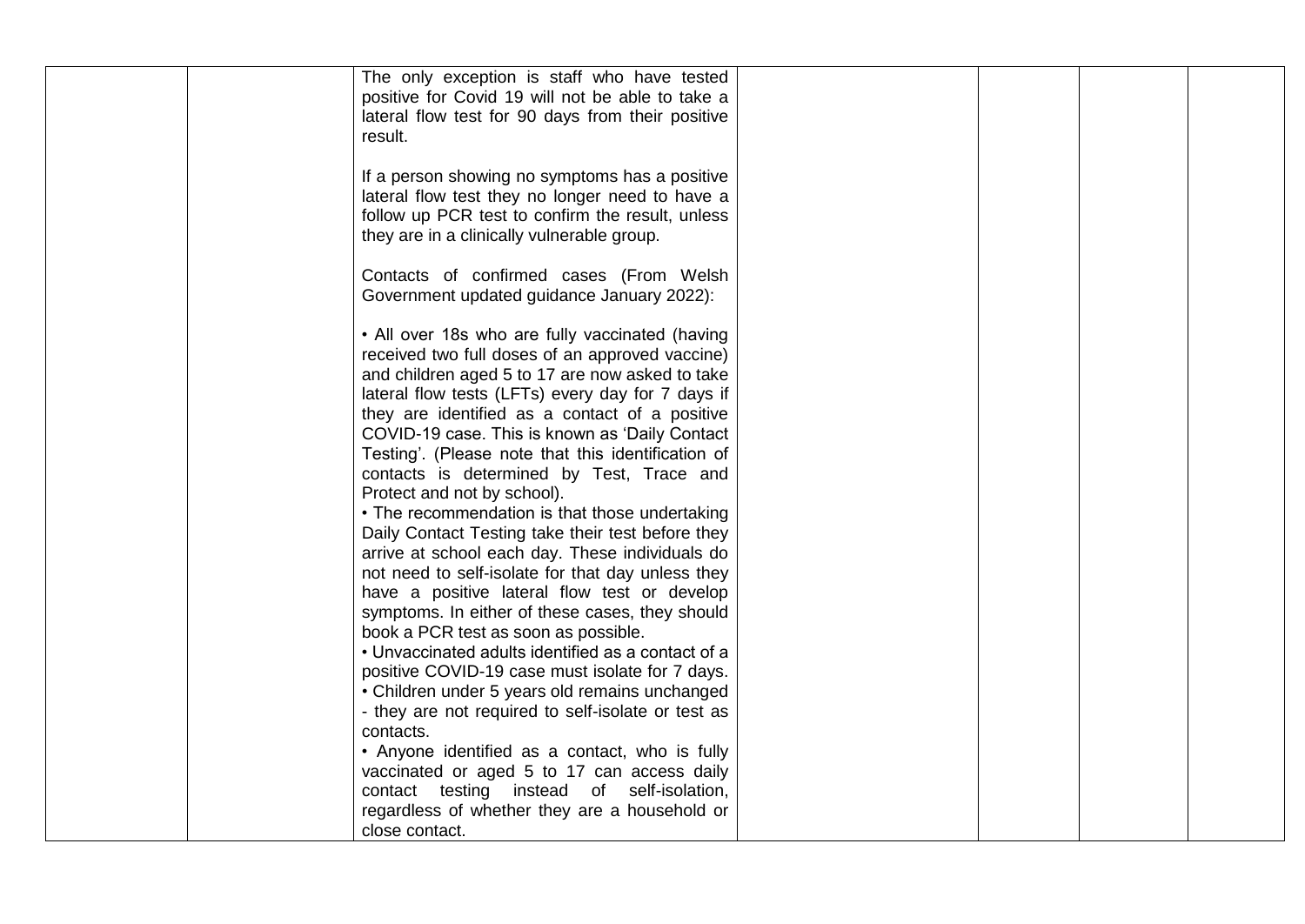| | | | | | | |
|---|---|---|---|---|---|---|
| | | The only exception is staff who have tested positive for Covid 19 will not be able to take a lateral flow test for 90 days from their positive result.<br><br>If a person showing no symptoms has a positive lateral flow test they no longer need to have a follow up PCR test to confirm the result, unless they are in a clinically vulnerable group.<br><br>Contacts of confirmed cases (From Welsh Government updated guidance January 2022):<br><br>• All over 18s who are fully vaccinated (having received two full doses of an approved vaccine) and children aged 5 to 17 are now asked to take lateral flow tests (LFTs) every day for 7 days if they are identified as a contact of a positive COVID-19 case. This is known as 'Daily Contact Testing'. (Please note that this identification of contacts is determined by Test, Trace and Protect and not by school).<br>• The recommendation is that those undertaking Daily Contact Testing take their test before they arrive at school each day. These individuals do not need to self-isolate for that day unless they have a positive lateral flow test or develop symptoms. In either of these cases, they should book a PCR test as soon as possible.<br>• Unvaccinated adults identified as a contact of a positive COVID-19 case must isolate for 7 days.<br>• Children under 5 years old remains unchanged - they are not required to self-isolate or test as contacts.<br>• Anyone identified as a contact, who is fully vaccinated or aged 5 to 17 can access daily contact testing instead of self-isolation, regardless of whether they are a household or close contact. | | | | |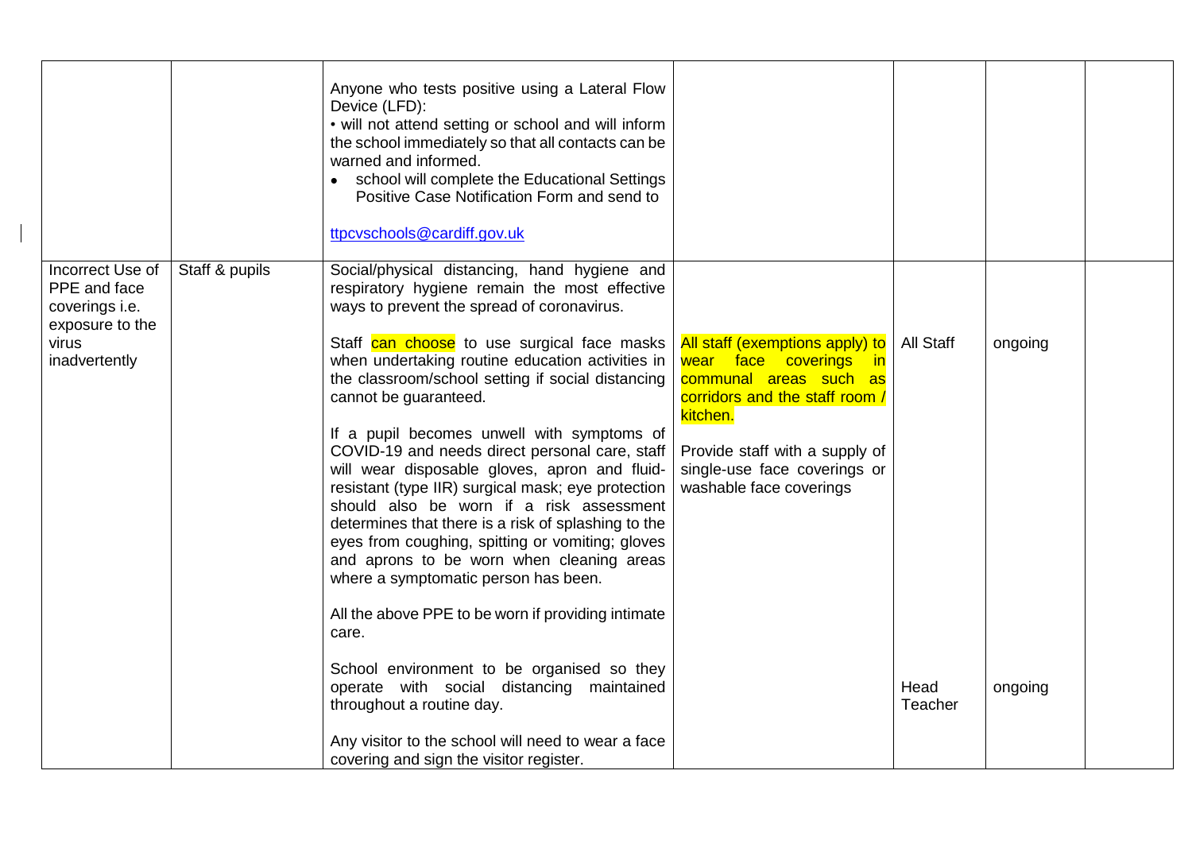| | | | | | | |
|---|---|---|---|---|---|---|
| | | Anyone who tests positive using a Lateral Flow Device (LFD):<br>• will not attend setting or school and will inform the school immediately so that all contacts can be warned and informed.<br>• school will complete the Educational Settings Positive Case Notification Form and send to<br><br>ttpcvschools@cardiff.gov.uk | | | | |
| Incorrect Use of PPE and face coverings i.e. exposure to the virus inadvertently | Staff & pupils | Social/physical distancing, hand hygiene and respiratory hygiene remain the most effective ways to prevent the spread of coronavirus.<br><br>Staff can choose to use surgical face masks when undertaking routine education activities in the classroom/school setting if social distancing cannot be guaranteed.<br><br>If a pupil becomes unwell with symptoms of COVID-19 and needs direct personal care, staff will wear disposable gloves, apron and fluid-resistant (type IIR) surgical mask; eye protection should also be worn if a risk assessment determines that there is a risk of splashing to the eyes from coughing, spitting or vomiting; gloves and aprons to be worn when cleaning areas where a symptomatic person has been.<br><br>All the above PPE to be worn if providing intimate care. | All staff (exemptions apply) to wear face coverings in communal areas such as corridors and the staff room / kitchen.<br><br>Provide staff with a supply of single-use face coverings or washable face coverings | All Staff | ongoing | |
| | | School environment to be organised so they operate with social distancing maintained throughout a routine day.<br><br>Any visitor to the school will need to wear a face covering and sign the visitor register. | | Head Teacher | ongoing | |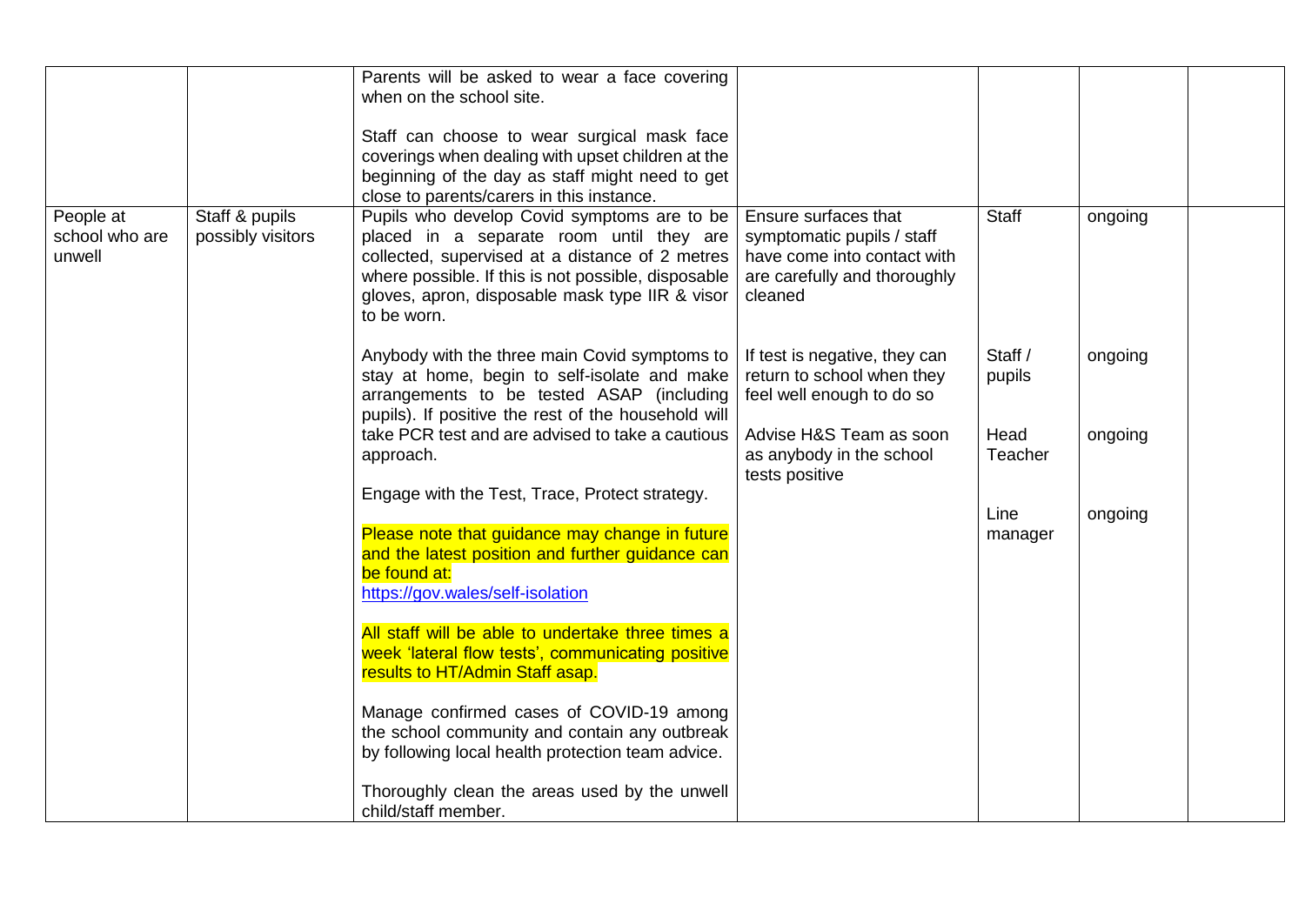| | | | | | | |
|---|---|---|---|---|---|---|
| | | Parents will be asked to wear a face covering when on the school site.<br><br>Staff can choose to wear surgical mask face coverings when dealing with upset children at the beginning of the day as staff might need to get close to parents/carers in this instance. | | | | |
| People at school who are unwell | Staff & pupils possibly visitors | Pupils who develop Covid symptoms are to be placed in a separate room until they are collected, supervised at a distance of 2 metres where possible. If this is not possible, disposable gloves, apron, disposable mask type IIR & visor to be worn.<br><br>Anybody with the three main Covid symptoms to stay at home, begin to self-isolate and make arrangements to be tested ASAP (including pupils). If positive the rest of the household will take PCR test and are advised to take a cautious approach.<br><br>Engage with the Test, Trace, Protect strategy.<br><br>Please note that guidance may change in future and the latest position and further guidance can be found at:<br>https://gov.wales/self-isolation<br><br>All staff will be able to undertake three times a week 'lateral flow tests', communicating positive results to HT/Admin Staff asap.<br><br>Manage confirmed cases of COVID-19 among the school community and contain any outbreak by following local health protection team advice.<br><br>Thoroughly clean the areas used by the unwell child/staff member. | Ensure surfaces that symptomatic pupils / staff have come into contact with are carefully and thoroughly cleaned<br><br>If test is negative, they can return to school when they feel well enough to do so<br><br>Advise H&S Team as soon as anybody in the school tests positive | Staff<br><br>Staff / pupils<br><br>Head Teacher<br><br>Line manager | ongoing<br><br>ongoing<br><br>ongoing<br><br>ongoing | |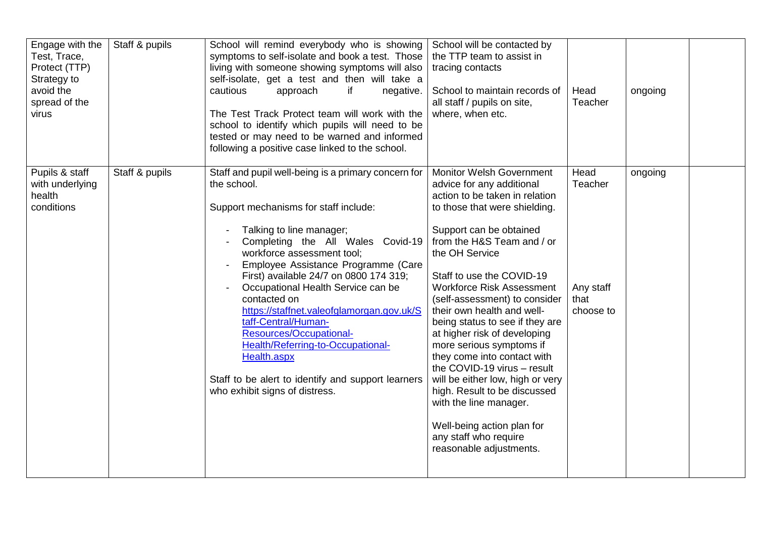| | | | | | | |
|---|---|---|---|---|---|---|
| Engage with the Test, Trace, Protect (TTP) Strategy to avoid the spread of the virus | Staff & pupils | School will remind everybody who is showing symptoms to self-isolate and book a test. Those living with someone showing symptoms will also self-isolate, get a test and then will take a cautious approach if negative.<br><br>The Test Track Protect team will work with the school to identify which pupils will need to be tested or may need to be warned and informed following a positive case linked to the school. | School will be contacted by the TTP team to assist in tracing contacts<br><br>School to maintain records of all staff / pupils on site, where, when etc. | Head Teacher | ongoing | |
| Pupils & staff with underlying health conditions | Staff & pupils | Staff and pupil well-being is a primary concern for the school.<br><br>Support mechanisms for staff include:<br><br>- Talking to line manager;<br>- Completing the All Wales Covid-19 workforce assessment tool;<br>- Employee Assistance Programme (Care First) available 24/7 on 0800 174 319;<br>- Occupational Health Service can be contacted on https://staffnet.valeofglamorgan.gov.uk/Staff-Central/Human-Resources/Occupational-Health/Referring-to-Occupational-Health.aspx<br><br>Staff to be alert to identify and support learners who exhibit signs of distress. | Monitor Welsh Government advice for any additional action to be taken in relation to those that were shielding.<br><br>Support can be obtained from the H&S Team and / or the OH Service<br><br>Staff to use the COVID-19 Workforce Risk Assessment (self-assessment) to consider their own health and well-being status to see if they are at higher risk of developing more serious symptoms if they come into contact with the COVID-19 virus – result will be either low, high or very high. Result to be discussed with the line manager.<br><br>Well-being action plan for any staff who require reasonable adjustments. | Head Teacher<br><br>Any staff that choose to | ongoing | |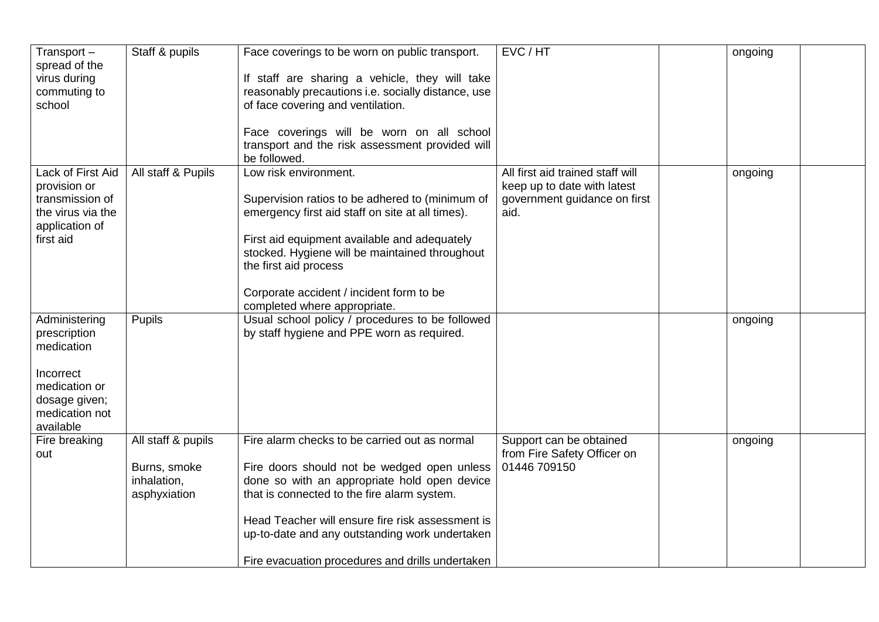| | | | | | | |
|---|---|---|---|---|---|---|
| Transport – spread of the virus during commuting to school | Staff & pupils | Face coverings to be worn on public transport.<br><br>If staff are sharing a vehicle, they will take reasonably precautions i.e. socially distance, use of face covering and ventilation.<br><br>Face coverings will be worn on all school transport and the risk assessment provided will be followed. | EVC / HT | | ongoing | |
| Lack of First Aid provision or transmission of the virus via the application of first aid | All staff & Pupils | Low risk environment.<br><br>Supervision ratios to be adhered to (minimum of emergency first aid staff on site at all times).<br><br>First aid equipment available and adequately stocked. Hygiene will be maintained throughout the first aid process<br><br>Corporate accident / incident form to be completed where appropriate. | All first aid trained staff will keep up to date with latest government guidance on first aid. | | ongoing | |
| Administering prescription medication<br><br>Incorrect medication or dosage given; medication not available | Pupils | Usual school policy / procedures to be followed by staff hygiene and PPE worn as required. | | | ongoing | |
| Fire breaking out | All staff & pupils<br><br>Burns, smoke inhalation, asphyxiation | Fire alarm checks to be carried out as normal<br><br>Fire doors should not be wedged open unless done so with an appropriate hold open device that is connected to the fire alarm system.<br><br>Head Teacher will ensure fire risk assessment is up-to-date and any outstanding work undertaken<br><br>Fire evacuation procedures and drills undertaken | Support can be obtained from Fire Safety Officer on 01446 709150 | | ongoing | |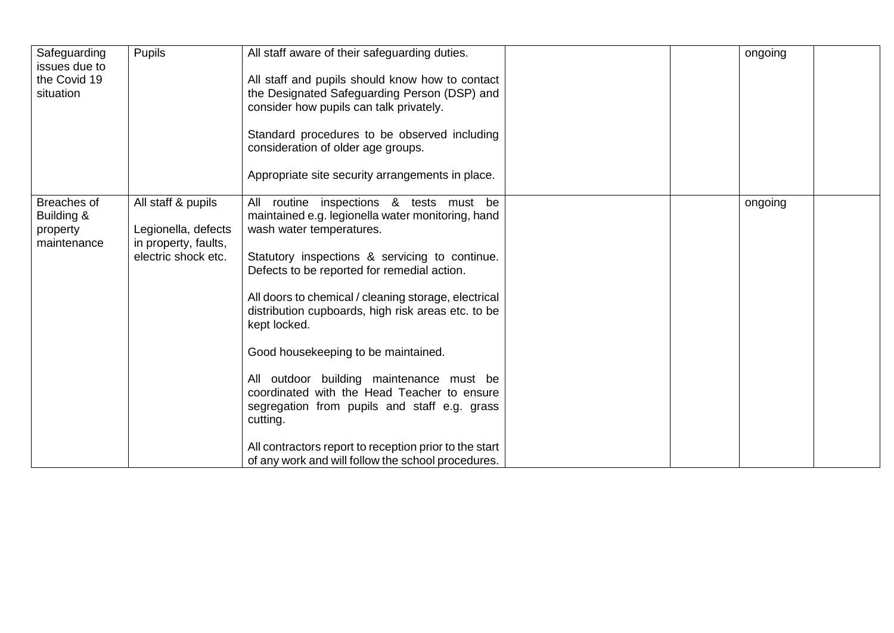| | | | | | | |
|---|---|---|---|---|---|---|
| Safeguarding issues due to the Covid 19 situation | Pupils | All staff aware of their safeguarding duties.<br><br>All staff and pupils should know how to contact the Designated Safeguarding Person (DSP) and consider how pupils can talk privately.<br><br>Standard procedures to be observed including consideration of older age groups.<br><br>Appropriate site security arrangements in place. | | | ongoing | |
| Breaches of Building & property maintenance | All staff & pupils<br><br>Legionella, defects in property, faults, electric shock etc. | All routine inspections & tests must be maintained e.g. legionella water monitoring, hand wash water temperatures.<br><br>Statutory inspections & servicing to continue. Defects to be reported for remedial action.<br><br>All doors to chemical / cleaning storage, electrical distribution cupboards, high risk areas etc. to be kept locked.<br><br>Good housekeeping to be maintained.<br><br>All outdoor building maintenance must be coordinated with the Head Teacher to ensure segregation from pupils and staff e.g. grass cutting.<br><br>All contractors report to reception prior to the start of any work and will follow the school procedures. | | | ongoing | |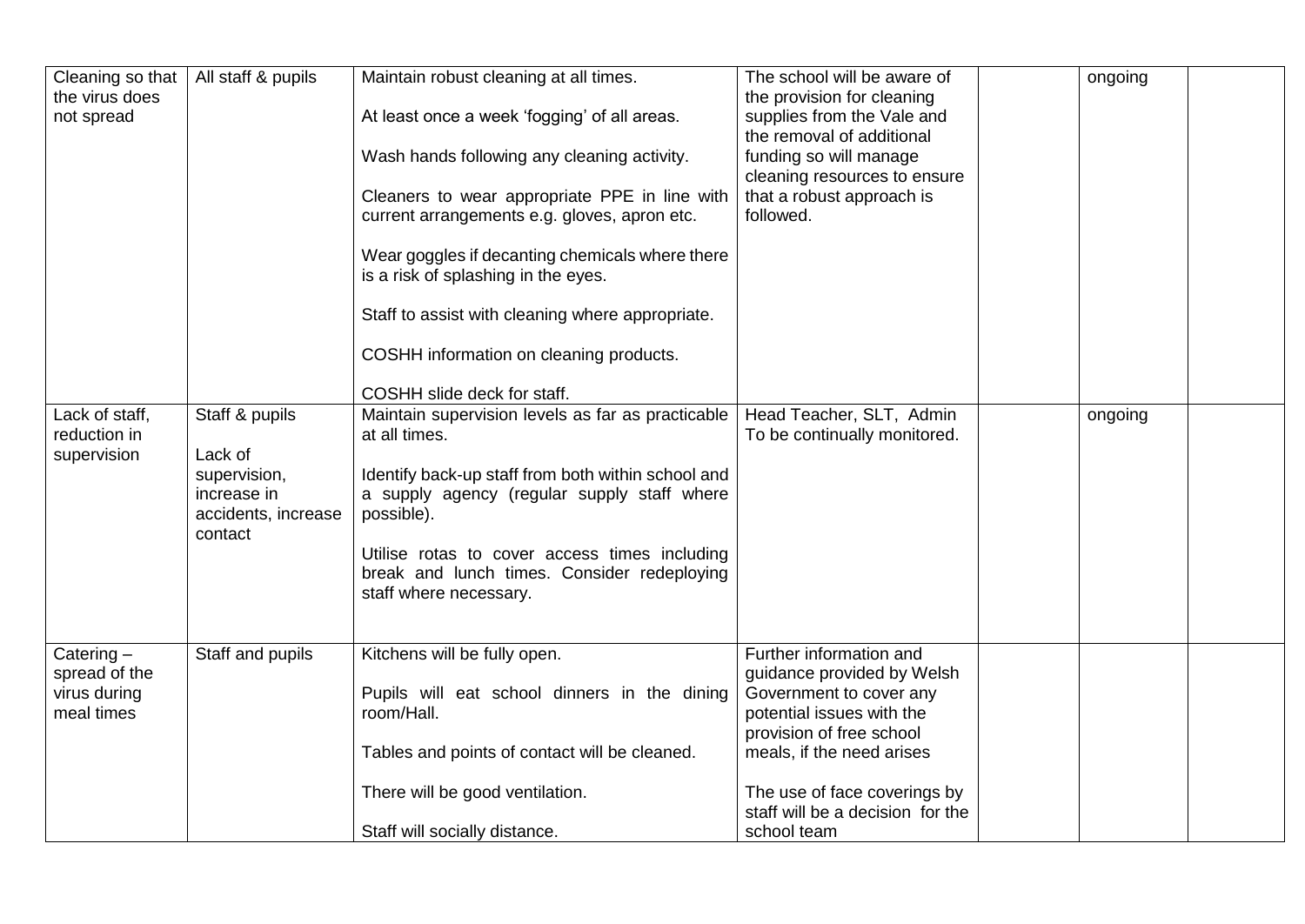| Cleaning so that the virus does not spread | All staff & pupils | Maintain robust cleaning at all times.<br><br>At least once a week 'fogging' of all areas.<br><br>Wash hands following any cleaning activity.<br><br>Cleaners to wear appropriate PPE in line with current arrangements e.g. gloves, apron etc.<br><br>Wear goggles if decanting chemicals where there is a risk of splashing in the eyes.<br><br>Staff to assist with cleaning where appropriate.<br><br>COSHH information on cleaning products.<br><br>COSHH slide deck for staff. | The school will be aware of the provision for cleaning supplies from the Vale and the removal of additional funding so will manage cleaning resources to ensure that a robust approach is followed. | | ongoing | |
|---|---|---|---|---|---|---|
| Lack of staff, reduction in supervision | Staff & pupils<br><br>Lack of supervision, increase in accidents, increase contact | Maintain supervision levels as far as practicable at all times.<br><br>Identify back-up staff from both within school and a supply agency (regular supply staff where possible).<br><br>Utilise rotas to cover access times including break and lunch times. Consider redeploying staff where necessary. | Head Teacher, SLT, Admin To be continually monitored. | | ongoing | |
| Catering – spread of the virus during meal times | Staff and pupils | Kitchens will be fully open.<br><br>Pupils will eat school dinners in the dining room/Hall.<br><br>Tables and points of contact will be cleaned.<br><br>There will be good ventilation.<br><br>Staff will socially distance. | Further information and guidance provided by Welsh Government to cover any potential issues with the provision of free school meals, if the need arises<br><br>The use of face coverings by staff will be a decision for the school team | | | |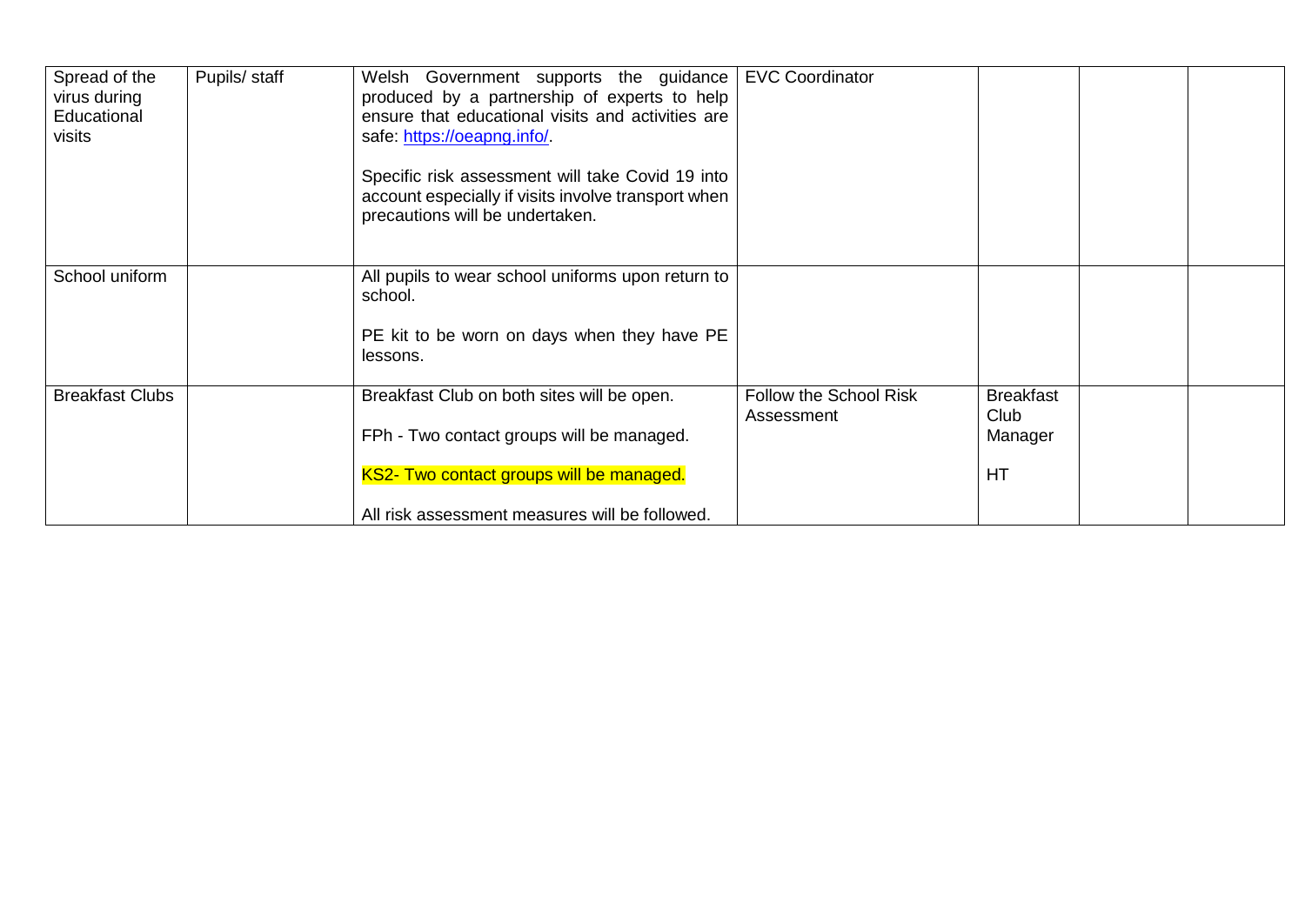| | | | | | | |
|---|---|---|---|---|---|---|
| Spread of the virus during Educational visits | Pupils/ staff | Welsh Government supports the guidance produced by a partnership of experts to help ensure that educational visits and activities are safe: https://oeapng.info/.<br><br>Specific risk assessment will take Covid 19 into account especially if visits involve transport when precautions will be undertaken. | EVC Coordinator | | | |
| School uniform | | All pupils to wear school uniforms upon return to school.<br><br>PE kit to be worn on days when they have PE lessons. | | | | |
| Breakfast Clubs | | Breakfast Club on both sites will be open.<br><br>FPh - Two contact groups will be managed.<br><br>KS2- Two contact groups will be managed.<br><br>All risk assessment measures will be followed. | Follow the School Risk Assessment | Breakfast Club Manager<br><br>HT | | |